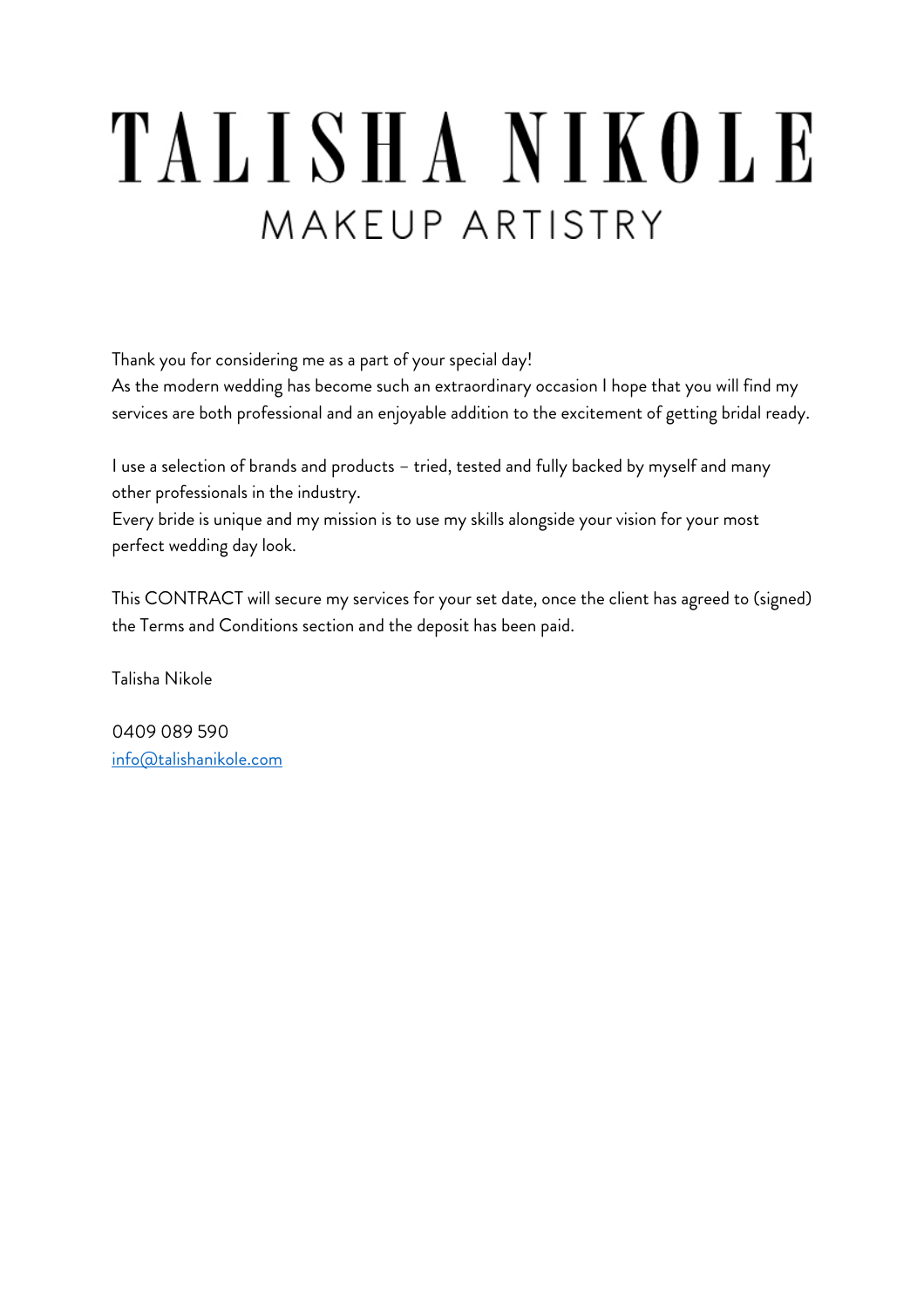# TALISHA NIKOLE

## MAKEUP ARTISTRY

Thank you for considering me as a part of your special day!
As the modern wedding has become such an extraordinary occasion I hope that you will find my services are both professional and an enjoyable addition to the excitement of getting bridal ready.

I use a selection of brands and products – tried, tested and fully backed by myself and many other professionals in the industry.
Every bride is unique and my mission is to use my skills alongside your vision for your most perfect wedding day look.

This CONTRACT will secure my services for your set date, once the client has agreed to (signed) the Terms and Conditions section and the deposit has been paid.

Talisha Nikole

0409 089 590
info@talishanikole.com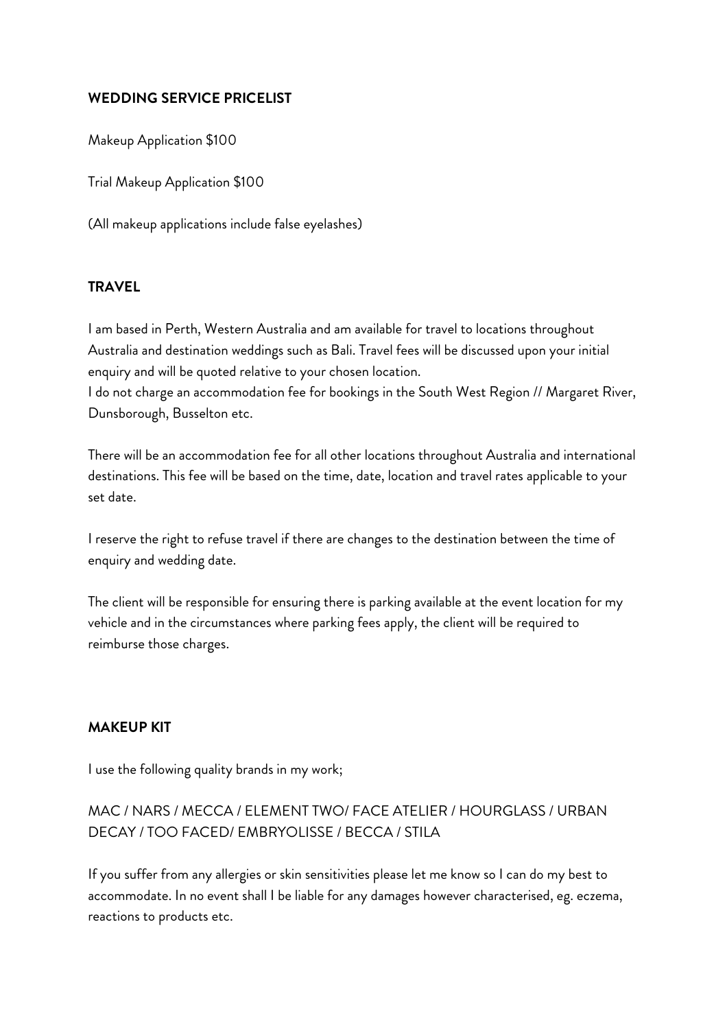## WEDDING SERVICE PRICELIST

Makeup Application $100

Trial Makeup Application $100

(All makeup applications include false eyelashes)

## TRAVEL

I am based in Perth, Western Australia and am available for travel to locations throughout Australia and destination weddings such as Bali. Travel fees will be discussed upon your initial enquiry and will be quoted relative to your chosen location.
I do not charge an accommodation fee for bookings in the South West Region // Margaret River, Dunsborough, Busselton etc.

There will be an accommodation fee for all other locations throughout Australia and international destinations. This fee will be based on the time, date, location and travel rates applicable to your set date.

I reserve the right to refuse travel if there are changes to the destination between the time of enquiry and wedding date.

The client will be responsible for ensuring there is parking available at the event location for my vehicle and in the circumstances where parking fees apply, the client will be required to reimburse those charges.

## MAKEUP KIT

I use the following quality brands in my work;

MAC / NARS / MECCA / ELEMENT TWO/ FACE ATELIER / HOURGLASS / URBAN DECAY / TOO FACED/ EMBRYOLISSE / BECCA / STILA

If you suffer from any allergies or skin sensitivities please let me know so I can do my best to accommodate. In no event shall I be liable for any damages however characterised, eg. eczema, reactions to products etc.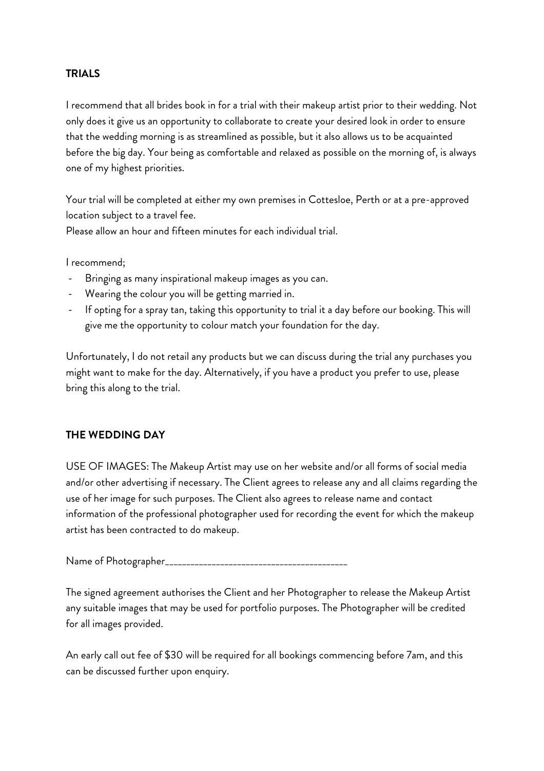**TRIALS**

I recommend that all brides book in for a trial with their makeup artist prior to their wedding. Not only does it give us an opportunity to collaborate to create your desired look in order to ensure that the wedding morning is as streamlined as possible, but it also allows us to be acquainted before the big day. Your being as comfortable and relaxed as possible on the morning of, is always one of my highest priorities.

Your trial will be completed at either my own premises in Cottesloe, Perth or at a pre-approved location subject to a travel fee.
Please allow an hour and fifteen minutes for each individual trial.

I recommend;

- Bringing as many inspirational makeup images as you can.
- Wearing the colour you will be getting married in.
- If opting for a spray tan, taking this opportunity to trial it a day before our booking. This will give me the opportunity to colour match your foundation for the day.

Unfortunately, I do not retail any products but we can discuss during the trial any purchases you might want to make for the day. Alternatively, if you have a product you prefer to use, please bring this along to the trial.

**THE WEDDING DAY**

USE OF IMAGES: The Makeup Artist may use on her website and/or all forms of social media and/or other advertising if necessary. The Client agrees to release any and all claims regarding the use of her image for such purposes. The Client also agrees to release name and contact information of the professional photographer used for recording the event for which the makeup artist has been contracted to do makeup.

Name of Photographer_________________________________________

The signed agreement authorises the Client and her Photographer to release the Makeup Artist any suitable images that may be used for portfolio purposes. The Photographer will be credited for all images provided.

An early call out fee of $30 will be required for all bookings commencing before 7am, and this can be discussed further upon enquiry.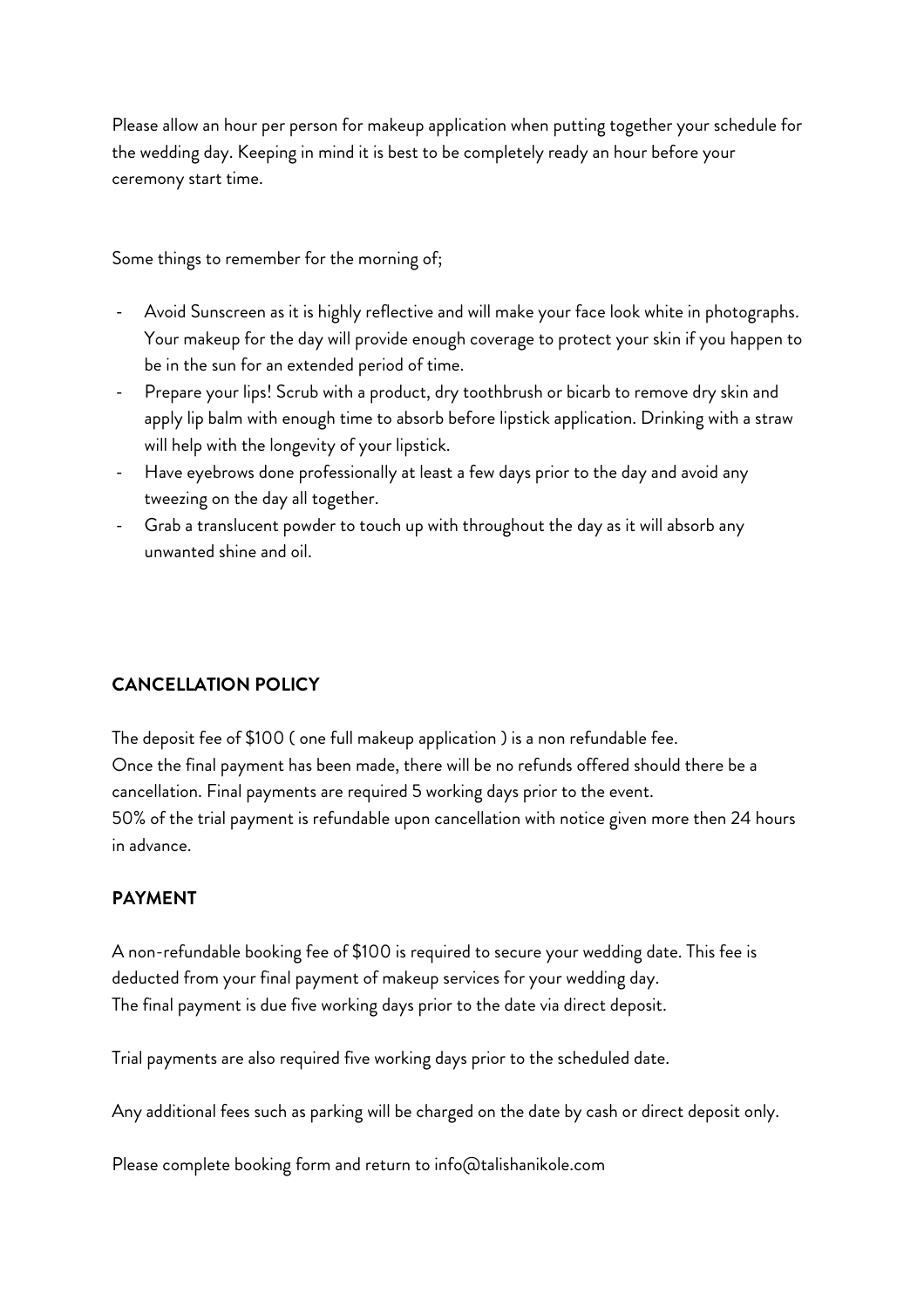Please allow an hour per person for makeup application when putting together your schedule for the wedding day. Keeping in mind it is best to be completely ready an hour before your ceremony start time.

Some things to remember for the morning of;

- Avoid Sunscreen as it is highly reflective and will make your face look white in photographs. Your makeup for the day will provide enough coverage to protect your skin if you happen to be in the sun for an extended period of time.
- Prepare your lips! Scrub with a product, dry toothbrush or bicarb to remove dry skin and apply lip balm with enough time to absorb before lipstick application. Drinking with a straw will help with the longevity of your lipstick.
- Have eyebrows done professionally at least a few days prior to the day and avoid any tweezing on the day all together.
- Grab a translucent powder to touch up with throughout the day as it will absorb any unwanted shine and oil.

**CANCELLATION POLICY**

The deposit fee of $100 ( one full makeup application ) is a non refundable fee.
Once the final payment has been made, there will be no refunds offered should there be a cancellation. Final payments are required 5 working days prior to the event.
50% of the trial payment is refundable upon cancellation with notice given more then 24 hours in advance.

**PAYMENT**

A non-refundable booking fee of $100 is required to secure your wedding date. This fee is deducted from your final payment of makeup services for your wedding day.
The final payment is due five working days prior to the date via direct deposit.

Trial payments are also required five working days prior to the scheduled date.

Any additional fees such as parking will be charged on the date by cash or direct deposit only.

Please complete booking form and return to info@talishanikole.com